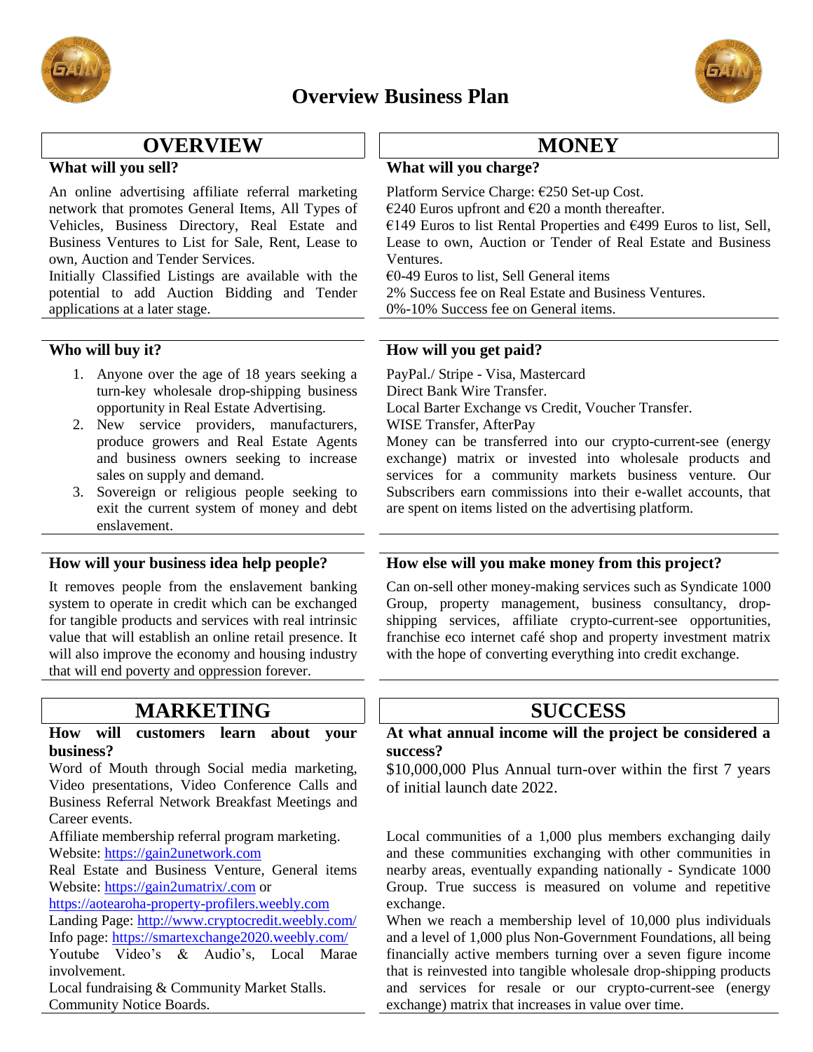# Overview Business Plan

## OVERVIEW

### What will you sell?

An online advertising affiliate referral marketing network that promotes General Items, All Types of Vehicles, Business Directory, Real Estate and Business Ventures to List for Sale, Rent, Lease to own, Auction and Tender Services.
Initially Classified Listings are available with the potential to add Auction Bidding and Tender applications at a later stage.

### Who will buy it?

1. Anyone over the age of 18 years seeking a turn-key wholesale drop-shipping business opportunity in Real Estate Advertising.
2. New service providers, manufacturers, produce growers and Real Estate Agents and business owners seeking to increase sales on supply and demand.
3. Sovereign or religious people seeking to exit the current system of money and debt enslavement.

### How will your business idea help people?

It removes people from the enslavement banking system to operate in credit which can be exchanged for tangible products and services with real intrinsic value that will establish an online retail presence. It will also improve the economy and housing industry that will end poverty and oppression forever.

## MONEY

### What will you charge?

Platform Service Charge: €250 Set-up Cost.
€240 Euros upfront and €20 a month thereafter.
€149 Euros to list Rental Properties and €499 Euros to list, Sell, Lease to own, Auction or Tender of Real Estate and Business Ventures.
€0-49 Euros to list, Sell General items
2% Success fee on Real Estate and Business Ventures.
0%-10% Success fee on General items.

### How will you get paid?

PayPal./ Stripe - Visa, Mastercard
Direct Bank Wire Transfer.
Local Barter Exchange vs Credit, Voucher Transfer.
WISE Transfer, AfterPay
Money can be transferred into our crypto-current-see (energy exchange) matrix or invested into wholesale products and services for a community markets business venture. Our Subscribers earn commissions into their e-wallet accounts, that are spent on items listed on the advertising platform.

### How else will you make money from this project?

Can on-sell other money-making services such as Syndicate 1000 Group, property management, business consultancy, drop-shipping services, affiliate crypto-current-see opportunities, franchise eco internet café shop and property investment matrix with the hope of converting everything into credit exchange.

## MARKETING

### How will customers learn about your business?

Word of Mouth through Social media marketing, Video presentations, Video Conference Calls and Business Referral Network Breakfast Meetings and Career events.
Affiliate membership referral program marketing.
Website: https://gain2unetwork.com
Real Estate and Business Venture, General items Website: https://gain2umatrix/.com or https://aotearoha-property-profilers.weebly.com
Landing Page: http://www.cryptocredit.weebly.com/
Info page: https://smartexchange2020.weebly.com/
Youtube Video's & Audio's, Local Marae involvement.
Local fundraising & Community Market Stalls.
Community Notice Boards.

## SUCCESS

### At what annual income will the project be considered a success?

$10,000,000 Plus Annual turn-over within the first 7 years of initial launch date 2022.

Local communities of a 1,000 plus members exchanging daily and these communities exchanging with other communities in nearby areas, eventually expanding nationally - Syndicate 1000 Group. True success is measured on volume and repetitive exchange.
When we reach a membership level of 10,000 plus individuals and a level of 1,000 plus Non-Government Foundations, all being financially active members turning over a seven figure income that is reinvested into tangible wholesale drop-shipping products and services for resale or our crypto-current-see (energy exchange) matrix that increases in value over time.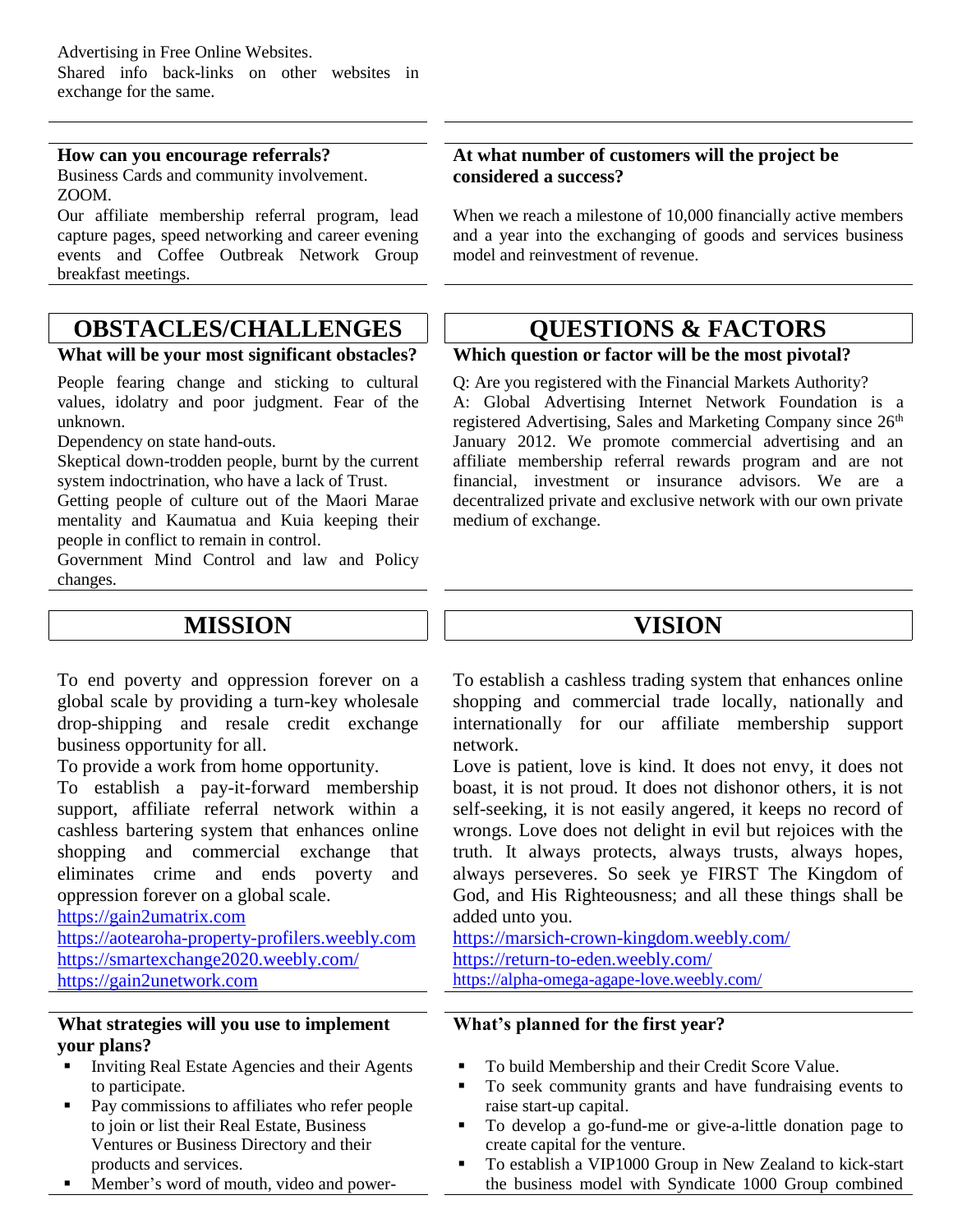Advertising in Free Online Websites.
Shared info back-links on other websites in exchange for the same.

**How can you encourage referrals?**
Business Cards and community involvement.
ZOOM.
Our affiliate membership referral program, lead capture pages, speed networking and career evening events and Coffee Outbreak Network Group breakfast meetings.

**At what number of customers will the project be considered a success?**

When we reach a milestone of 10,000 financially active members and a year into the exchanging of goods and services business model and reinvestment of revenue.

## OBSTACLES/CHALLENGES

**What will be your most significant obstacles?**

People fearing change and sticking to cultural values, idolatry and poor judgment. Fear of the unknown.
Dependency on state hand-outs.
Skeptical down-trodden people, burnt by the current system indoctrination, who have a lack of Trust.
Getting people of culture out of the Maori Marae mentality and Kaumatua and Kuia keeping their people in conflict to remain in control.
Government Mind Control and law and Policy changes.

## QUESTIONS & FACTORS

**Which question or factor will be the most pivotal?**

Q: Are you registered with the Financial Markets Authority?
A: Global Advertising Internet Network Foundation is a registered Advertising, Sales and Marketing Company since 26th January 2012. We promote commercial advertising and an affiliate membership referral rewards program and are not financial, investment or insurance advisors. We are a decentralized private and exclusive network with our own private medium of exchange.

## MISSION

To end poverty and oppression forever on a global scale by providing a turn-key wholesale drop-shipping and resale credit exchange business opportunity for all.
To provide a work from home opportunity.
To establish a pay-it-forward membership support, affiliate referral network within a cashless bartering system that enhances online shopping and commercial exchange that eliminates crime and ends poverty and oppression forever on a global scale.
https://gain2umatrix.com
https://aotearoha-property-profilers.weebly.com
https://smartexchange2020.weebly.com/
https://gain2unetwork.com

## VISION

To establish a cashless trading system that enhances online shopping and commercial trade locally, nationally and internationally for our affiliate membership support network.
Love is patient, love is kind. It does not envy, it does not boast, it is not proud. It does not dishonor others, it is not self-seeking, it is not easily angered, it keeps no record of wrongs. Love does not delight in evil but rejoices with the truth. It always protects, always trusts, always hopes, always perseveres. So seek ye FIRST The Kingdom of God, and His Righteousness; and all these things shall be added unto you.
https://marsich-crown-kingdom.weebly.com/
https://return-to-eden.weebly.com/
https://alpha-omega-agape-love.weebly.com/

**What strategies will you use to implement your plans?**

- Inviting Real Estate Agencies and their Agents to participate.
- Pay commissions to affiliates who refer people to join or list their Real Estate, Business Ventures or Business Directory and their products and services.
- Member's word of mouth, video and power-

**What's planned for the first year?**

- To build Membership and their Credit Score Value.
- To seek community grants and have fundraising events to raise start-up capital.
- To develop a go-fund-me or give-a-little donation page to create capital for the venture.
- To establish a VIP1000 Group in New Zealand to kick-start the business model with Syndicate 1000 Group combined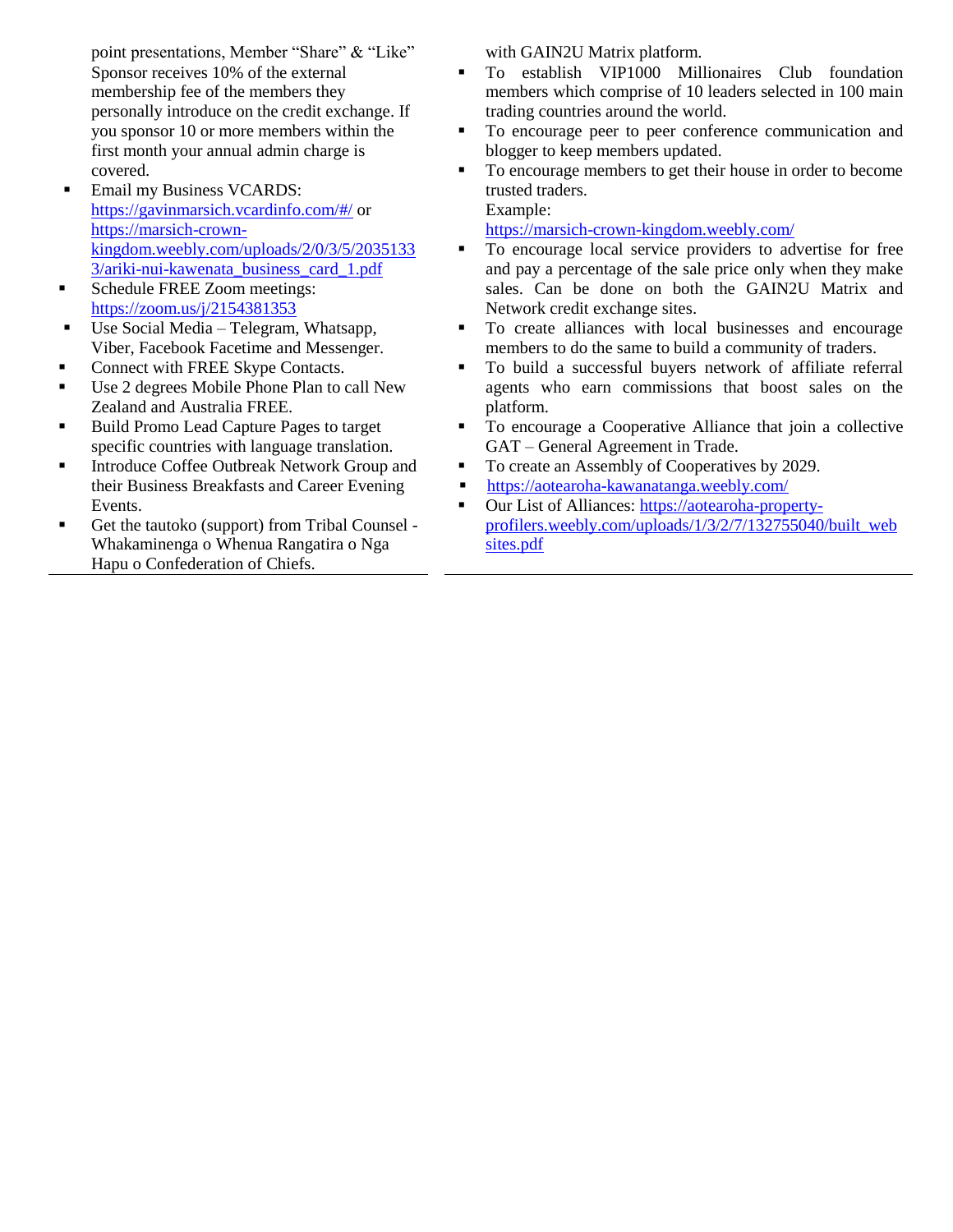point presentations, Member "Share" & "Like" Sponsor receives 10% of the external membership fee of the members they personally introduce on the credit exchange. If you sponsor 10 or more members within the first month your annual admin charge is covered.

- Email my Business VCARDS: https://gavinmarsich.vcardinfo.com/#/ or https://marsich-crown-kingdom.weebly.com/uploads/2/0/3/5/20351333/ariki-nui-kawenata_business_card_1.pdf
- Schedule FREE Zoom meetings: https://zoom.us/j/2154381353
- Use Social Media – Telegram, Whatsapp, Viber, Facebook Facetime and Messenger.
- Connect with FREE Skype Contacts.
- Use 2 degrees Mobile Phone Plan to call New Zealand and Australia FREE.
- Build Promo Lead Capture Pages to target specific countries with language translation.
- Introduce Coffee Outbreak Network Group and their Business Breakfasts and Career Evening Events.
- Get the tautoko (support) from Tribal Counsel - Whakaminenga o Whenua Rangatira o Nga Hapu o Confederation of Chiefs.

with GAIN2U Matrix platform.

- To establish VIP1000 Millionaires Club foundation members which comprise of 10 leaders selected in 100 main trading countries around the world.
- To encourage peer to peer conference communication and blogger to keep members updated.
- To encourage members to get their house in order to become trusted traders.
  Example:
  https://marsich-crown-kingdom.weebly.com/
- To encourage local service providers to advertise for free and pay a percentage of the sale price only when they make sales. Can be done on both the GAIN2U Matrix and Network credit exchange sites.
- To create alliances with local businesses and encourage members to do the same to build a community of traders.
- To build a successful buyers network of affiliate referral agents who earn commissions that boost sales on the platform.
- To encourage a Cooperative Alliance that join a collective GAT – General Agreement in Trade.
- To create an Assembly of Cooperatives by 2029.
- https://aotearoha-kawanatanga.weebly.com/
- Our List of Alliances: https://aotearoha-property-profilers.weebly.com/uploads/1/3/2/7/132755040/built_websites.pdf